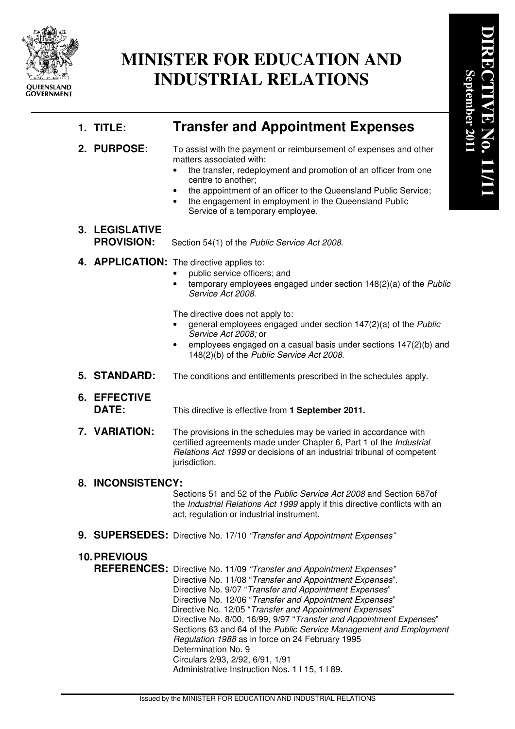QUEENSLAND GOVERNMENT

# MINISTER FOR EDUCATION AND INDUSTRIAL RELATIONS

**DIRECTIVE No. 11/11**
**September 2011**

**1. TITLE:** **Transfer and Appointment Expenses**

**2. PURPOSE:** To assist with the payment or reimbursement of expenses and other matters associated with:

- the transfer, redeployment and promotion of an officer from one centre to another;
- the appointment of an officer to the Queensland Public Service;
- the engagement in employment in the Queensland Public Service of a temporary employee.

**3. LEGISLATIVE PROVISION:** Section 54(1) of the *Public Service Act 2008*.

**4. APPLICATION:** The directive applies to:

- public service officers; and
- temporary employees engaged under section 148(2)(a) of the *Public Service Act 2008*.

The directive does not apply to:

- general employees engaged under section 147(2)(a) of the *Public Service Act 2008;* or
- employees engaged on a casual basis under sections 147(2)(b) and 148(2)(b) of the *Public Service Act 2008.*

**5. STANDARD:** The conditions and entitlements prescribed in the schedules apply.

**6. EFFECTIVE DATE:** This directive is effective from **1 September 2011.**

**7. VARIATION:** The provisions in the schedules may be varied in accordance with certified agreements made under Chapter 6, Part 1 of the *Industrial Relations Act 1999* or decisions of an industrial tribunal of competent jurisdiction.

**8. INCONSISTENCY:** Sections 51 and 52 of the *Public Service Act 2008* and Section 687of the *Industrial Relations Act 1999* apply if this directive conflicts with an act, regulation or industrial instrument.

**9. SUPERSEDES:** Directive No. 17/10 *"Transfer and Appointment Expenses"*

**10. PREVIOUS REFERENCES:** Directive No. 11/09 *"Transfer and Appointment Expenses"*
Directive No. 11/08 "*Transfer and Appointment Expenses*".
Directive No. 9/07 "*Transfer and Appointment Expenses*"
Directive No. 12/06 "*Transfer and Appointment Expenses*"
Directive No. 12/05 "*Transfer and Appointment Expenses*"
Directive No. 8/00, 16/99, 9/97 "*Transfer and Appointment Expenses*"
Sections 63 and 64 of the *Public Service Management and Employment Regulation 1988* as in force on 24 February 1995
Determination No. 9
Circulars 2/93, 2/92, 6/91, 1/91
Administrative Instruction Nos. 1 I 15, 1 I 89.

Issued by the MINISTER FOR EDUCATION AND INDUSTRIAL RELATIONS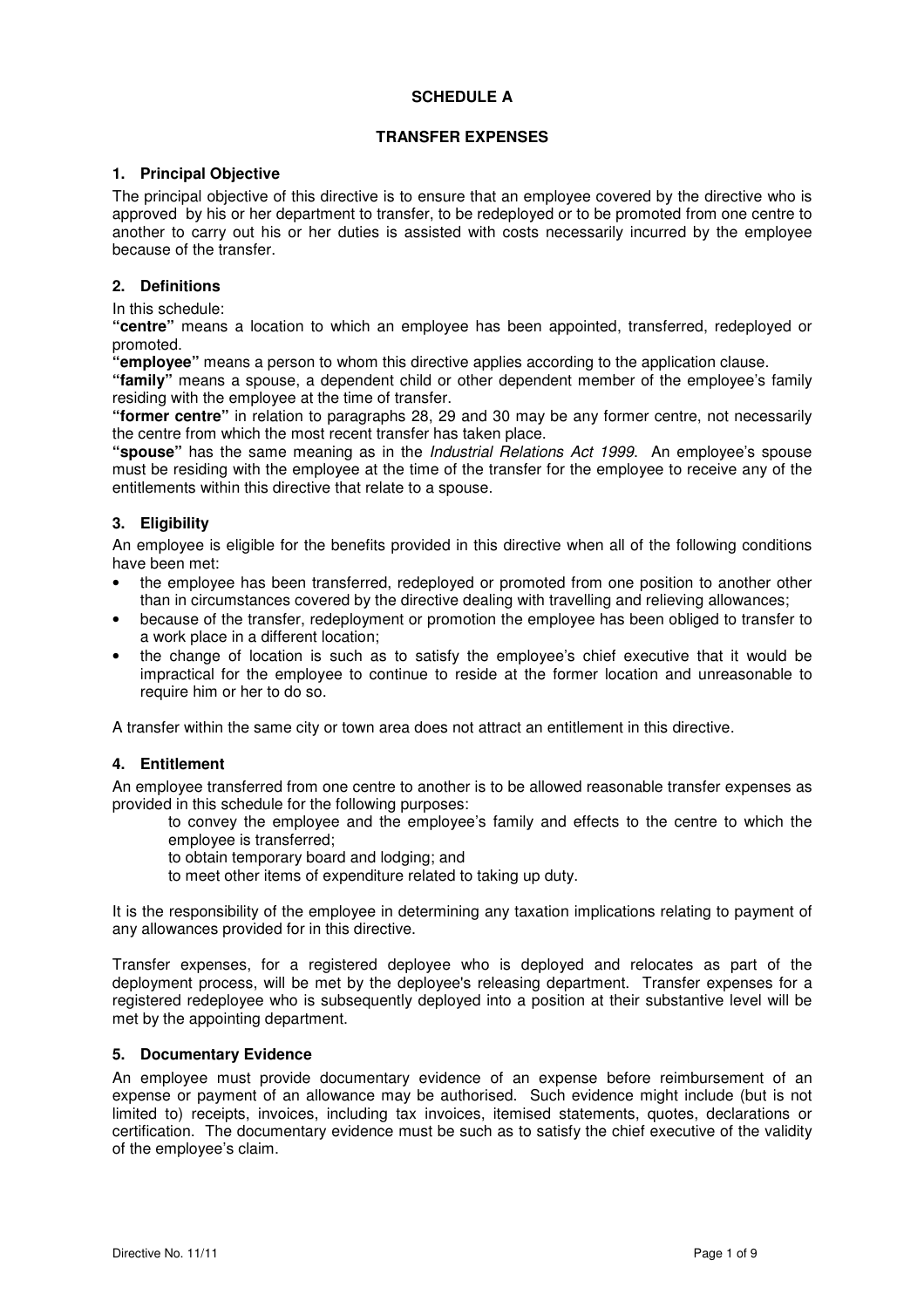# SCHEDULE A

## TRANSFER EXPENSES

### 1. Principal Objective

The principal objective of this directive is to ensure that an employee covered by the directive who is approved by his or her department to transfer, to be redeployed or to be promoted from one centre to another to carry out his or her duties is assisted with costs necessarily incurred by the employee because of the transfer.

### 2. Definitions

In this schedule:

**"centre"** means a location to which an employee has been appointed, transferred, redeployed or promoted.

**"employee"** means a person to whom this directive applies according to the application clause.

**"family"** means a spouse, a dependent child or other dependent member of the employee's family residing with the employee at the time of transfer.

**"former centre"** in relation to paragraphs 28, 29 and 30 may be any former centre, not necessarily the centre from which the most recent transfer has taken place.

**"spouse"** has the same meaning as in the *Industrial Relations Act 1999*. An employee's spouse must be residing with the employee at the time of the transfer for the employee to receive any of the entitlements within this directive that relate to a spouse.

### 3. Eligibility

An employee is eligible for the benefits provided in this directive when all of the following conditions have been met:

- the employee has been transferred, redeployed or promoted from one position to another other than in circumstances covered by the directive dealing with travelling and relieving allowances;
- because of the transfer, redeployment or promotion the employee has been obliged to transfer to a work place in a different location;
- the change of location is such as to satisfy the employee's chief executive that it would be impractical for the employee to continue to reside at the former location and unreasonable to require him or her to do so.

A transfer within the same city or town area does not attract an entitlement in this directive.

### 4. Entitlement

An employee transferred from one centre to another is to be allowed reasonable transfer expenses as provided in this schedule for the following purposes:

to convey the employee and the employee's family and effects to the centre to which the employee is transferred;

to obtain temporary board and lodging; and

to meet other items of expenditure related to taking up duty.

It is the responsibility of the employee in determining any taxation implications relating to payment of any allowances provided for in this directive.

Transfer expenses, for a registered deployee who is deployed and relocates as part of the deployment process, will be met by the deployee's releasing department. Transfer expenses for a registered redeployee who is subsequently deployed into a position at their substantive level will be met by the appointing department.

### 5. Documentary Evidence

An employee must provide documentary evidence of an expense before reimbursement of an expense or payment of an allowance may be authorised. Such evidence might include (but is not limited to) receipts, invoices, including tax invoices, itemised statements, quotes, declarations or certification. The documentary evidence must be such as to satisfy the chief executive of the validity of the employee's claim.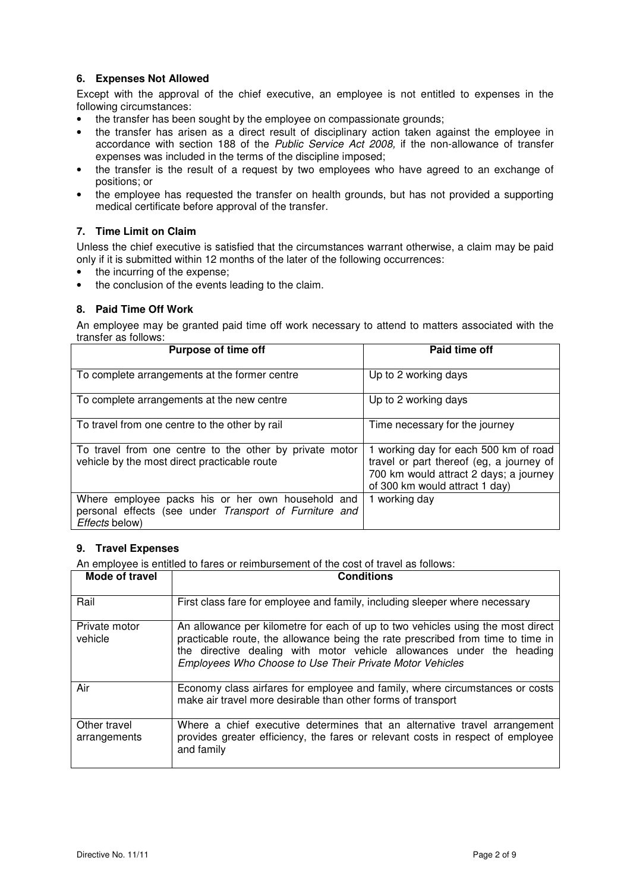## 6. Expenses Not Allowed

Except with the approval of the chief executive, an employee is not entitled to expenses in the following circumstances:

- the transfer has been sought by the employee on compassionate grounds;
- the transfer has arisen as a direct result of disciplinary action taken against the employee in accordance with section 188 of the *Public Service Act 2008,* if the non-allowance of transfer expenses was included in the terms of the discipline imposed;
- the transfer is the result of a request by two employees who have agreed to an exchange of positions; or
- the employee has requested the transfer on health grounds, but has not provided a supporting medical certificate before approval of the transfer.

## 7. Time Limit on Claim

Unless the chief executive is satisfied that the circumstances warrant otherwise, a claim may be paid only if it is submitted within 12 months of the later of the following occurrences:

- the incurring of the expense;
- the conclusion of the events leading to the claim.

## 8. Paid Time Off Work

An employee may be granted paid time off work necessary to attend to matters associated with the transfer as follows:

| Purpose of time off | Paid time off |
|---|---|
| To complete arrangements at the former centre | Up to 2 working days |
| To complete arrangements at the new centre | Up to 2 working days |
| To travel from one centre to the other by rail | Time necessary for the journey |
| To travel from one centre to the other by private motor vehicle by the most direct practicable route | 1 working day for each 500 km of road travel or part thereof (eg, a journey of 700 km would attract 2 days; a journey of 300 km would attract 1 day) |
| Where employee packs his or her own household and personal effects (see under *Transport of Furniture and Effects* below) | 1 working day |

## 9. Travel Expenses

An employee is entitled to fares or reimbursement of the cost of travel as follows:

| Mode of travel | Conditions |
|---|---|
| Rail | First class fare for employee and family, including sleeper where necessary |
| Private motor vehicle | An allowance per kilometre for each of up to two vehicles using the most direct practicable route, the allowance being the rate prescribed from time to time in the directive dealing with motor vehicle allowances under the heading *Employees Who Choose to Use Their Private Motor Vehicles* |
| Air | Economy class airfares for employee and family, where circumstances or costs make air travel more desirable than other forms of transport |
| Other travel arrangements | Where a chief executive determines that an alternative travel arrangement provides greater efficiency, the fares or relevant costs in respect of employee and family |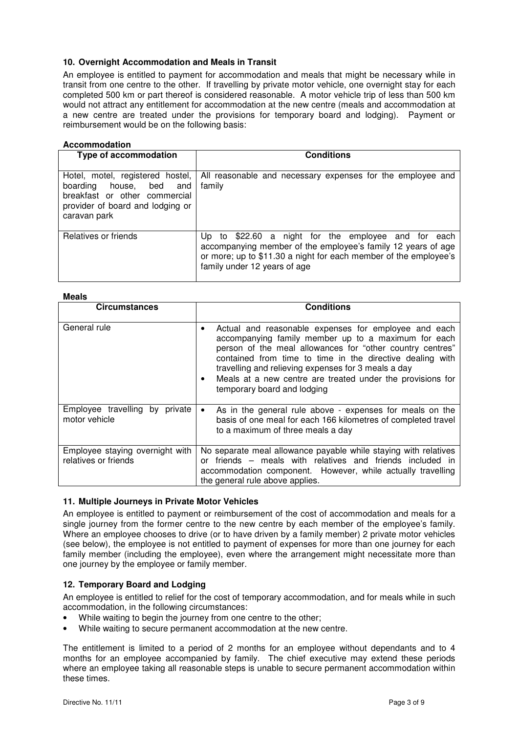### 10. Overnight Accommodation and Meals in Transit

An employee is entitled to payment for accommodation and meals that might be necessary while in transit from one centre to the other. If travelling by private motor vehicle, one overnight stay for each completed 500 km or part thereof is considered reasonable. A motor vehicle trip of less than 500 km would not attract any entitlement for accommodation at the new centre (meals and accommodation at a new centre are treated under the provisions for temporary board and lodging). Payment or reimbursement would be on the following basis:

**Accommodation**

| Type of accommodation | Conditions |
|---|---|
| Hotel, motel, registered hostel, boarding house, bed and breakfast or other commercial provider of board and lodging or caravan park | All reasonable and necessary expenses for the employee and family |
| Relatives or friends | Up to $22.60 a night for the employee and for each accompanying member of the employee's family 12 years of age or more; up to $11.30 a night for each member of the employee's family under 12 years of age |

**Meals**

| Circumstances | Conditions |
|---|---|
| General rule | • Actual and reasonable expenses for employee and each accompanying family member up to a maximum for each person of the meal allowances for "other country centres" contained from time to time in the directive dealing with travelling and relieving expenses for 3 meals a day<br>• Meals at a new centre are treated under the provisions for temporary board and lodging |
| Employee travelling by private motor vehicle | • As in the general rule above - expenses for meals on the basis of one meal for each 166 kilometres of completed travel to a maximum of three meals a day |
| Employee staying overnight with relatives or friends | No separate meal allowance payable while staying with relatives or friends – meals with relatives and friends included in accommodation component. However, while actually travelling the general rule above applies. |

### 11. Multiple Journeys in Private Motor Vehicles

An employee is entitled to payment or reimbursement of the cost of accommodation and meals for a single journey from the former centre to the new centre by each member of the employee's family. Where an employee chooses to drive (or to have driven by a family member) 2 private motor vehicles (see below), the employee is not entitled to payment of expenses for more than one journey for each family member (including the employee), even where the arrangement might necessitate more than one journey by the employee or family member.

### 12. Temporary Board and Lodging

An employee is entitled to relief for the cost of temporary accommodation, and for meals while in such accommodation, in the following circumstances:

- While waiting to begin the journey from one centre to the other;
- While waiting to secure permanent accommodation at the new centre.

The entitlement is limited to a period of 2 months for an employee without dependants and to 4 months for an employee accompanied by family. The chief executive may extend these periods where an employee taking all reasonable steps is unable to secure permanent accommodation within these times.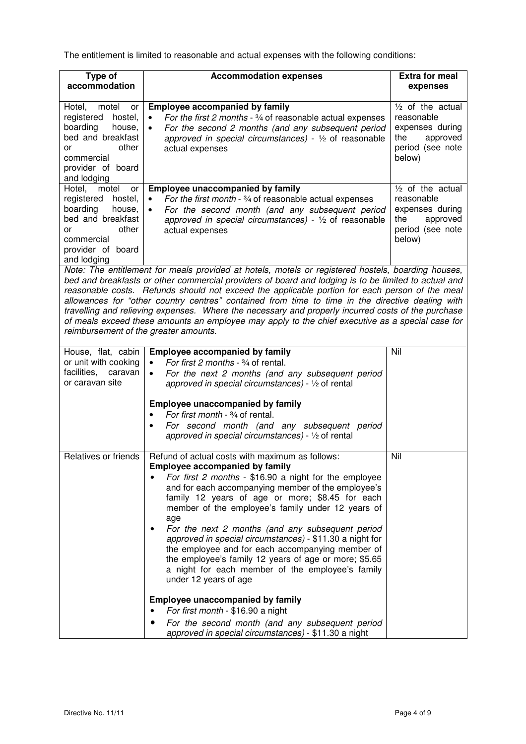The entitlement is limited to reasonable and actual expenses with the following conditions:

| Type of accommodation | Accommodation expenses | Extra for meal expenses |
|---|---|---|
| Hotel, motel or registered hostel, boarding house, bed and breakfast or other commercial provider of board and lodging | **Employee accompanied by family**<br>• *For the first 2 months* - ¾ of reasonable actual expenses<br>• *For the second 2 months (and any subsequent period approved in special circumstances)* - ½ of reasonable actual expenses | ½ of the actual reasonable expenses during the approved period (see note below) |
| Hotel, motel or registered hostel, boarding house, bed and breakfast or other commercial provider of board and lodging | **Employee unaccompanied by family**<br>• *For the first month* - ¾ of reasonable actual expenses<br>• *For the second month (and any subsequent period approved in special circumstances)* - ½ of reasonable actual expenses | ½ of the actual reasonable expenses during the approved period (see note below) |
| *Note: The entitlement for meals provided at hotels, motels or registered hostels, boarding houses, bed and breakfasts or other commercial providers of board and lodging is to be limited to actual and reasonable costs. Refunds should not exceed the applicable portion for each person of the meal allowances for "other country centres" contained from time to time in the directive dealing with travelling and relieving expenses. Where the necessary and properly incurred costs of the purchase of meals exceed these amounts an employee may apply to the chief executive as a special case for reimbursement of the greater amounts.* | | |
| House, flat, cabin or unit with cooking facilities, caravan or caravan site | **Employee accompanied by family**<br>• *For first 2 months* - ¾ of rental.<br>• *For the next 2 months (and any subsequent period approved in special circumstances)* - ½ of rental<br><br>**Employee unaccompanied by family**<br>• *For first month* - ¾ of rental.<br>• *For second month (and any subsequent period approved in special circumstances)* - ½ of rental | Nil |
| Relatives or friends | Refund of actual costs with maximum as follows:<br>**Employee accompanied by family**<br>• *For first 2 months* - $16.90 a night for the employee and for each accompanying member of the employee's family 12 years of age or more; $8.45 for each member of the employee's family under 12 years of age<br>• *For the next 2 months (and any subsequent period approved in special circumstances)* - $11.30 a night for the employee and for each accompanying member of the employee's family 12 years of age or more; $5.65 a night for each member of the employee's family under 12 years of age<br><br>**Employee unaccompanied by family**<br>• *For first month* - $16.90 a night<br>• *For the second month (and any subsequent period approved in special circumstances)* - $11.30 a night | Nil |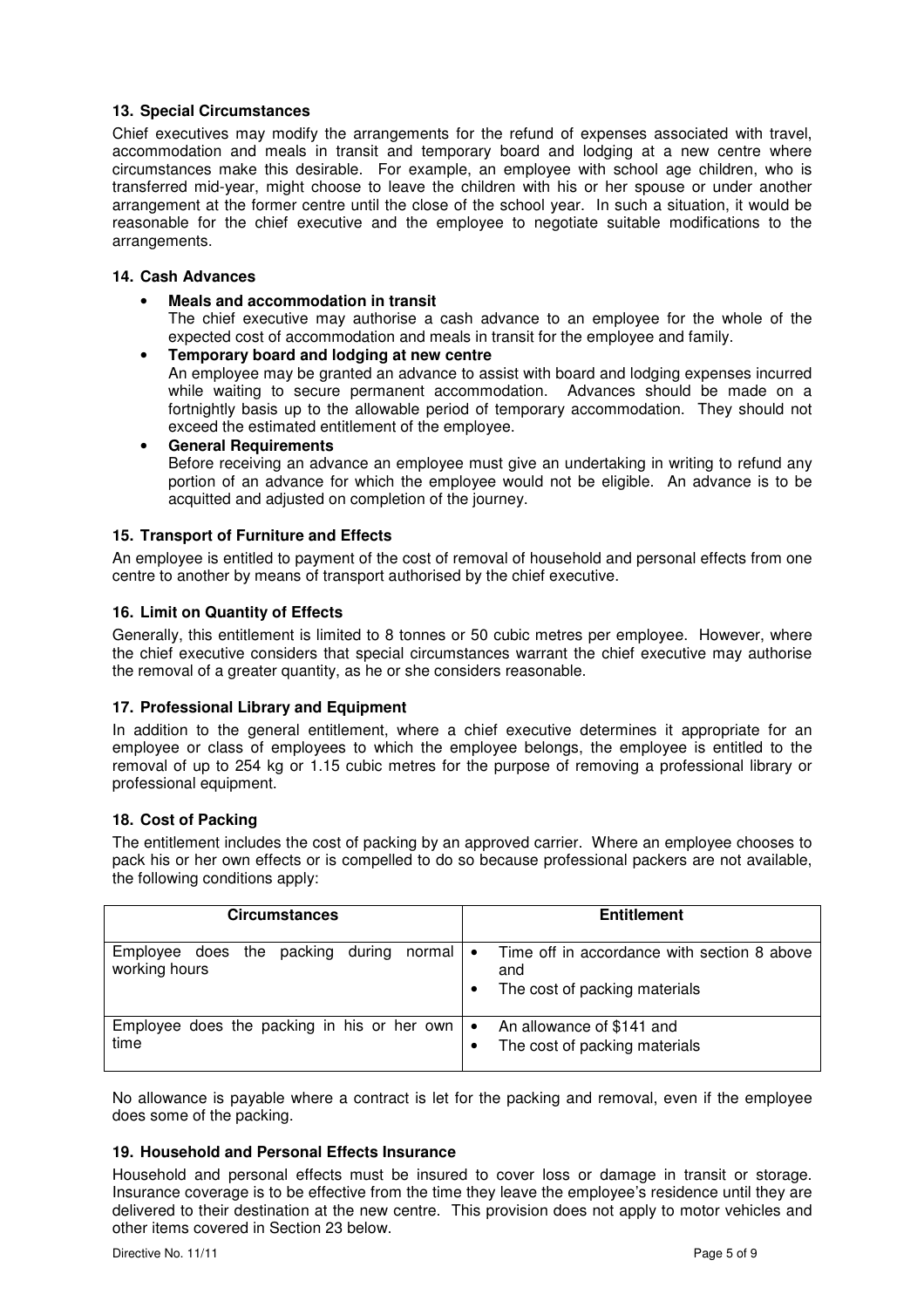### 13. Special Circumstances

Chief executives may modify the arrangements for the refund of expenses associated with travel, accommodation and meals in transit and temporary board and lodging at a new centre where circumstances make this desirable. For example, an employee with school age children, who is transferred mid-year, might choose to leave the children with his or her spouse or under another arrangement at the former centre until the close of the school year. In such a situation, it would be reasonable for the chief executive and the employee to negotiate suitable modifications to the arrangements.

### 14. Cash Advances

- **Meals and accommodation in transit**
  The chief executive may authorise a cash advance to an employee for the whole of the expected cost of accommodation and meals in transit for the employee and family.
- **Temporary board and lodging at new centre**
  An employee may be granted an advance to assist with board and lodging expenses incurred while waiting to secure permanent accommodation. Advances should be made on a fortnightly basis up to the allowable period of temporary accommodation. They should not exceed the estimated entitlement of the employee.
- **General Requirements**
  Before receiving an advance an employee must give an undertaking in writing to refund any portion of an advance for which the employee would not be eligible. An advance is to be acquitted and adjusted on completion of the journey.

### 15. Transport of Furniture and Effects

An employee is entitled to payment of the cost of removal of household and personal effects from one centre to another by means of transport authorised by the chief executive.

### 16. Limit on Quantity of Effects

Generally, this entitlement is limited to 8 tonnes or 50 cubic metres per employee. However, where the chief executive considers that special circumstances warrant the chief executive may authorise the removal of a greater quantity, as he or she considers reasonable.

### 17. Professional Library and Equipment

In addition to the general entitlement, where a chief executive determines it appropriate for an employee or class of employees to which the employee belongs, the employee is entitled to the removal of up to 254 kg or 1.15 cubic metres for the purpose of removing a professional library or professional equipment.

### 18. Cost of Packing

The entitlement includes the cost of packing by an approved carrier. Where an employee chooses to pack his or her own effects or is compelled to do so because professional packers are not available, the following conditions apply:

| Circumstances | Entitlement |
|---|---|
| Employee does the packing during normal working hours | • Time off in accordance with section 8 above and<br>• The cost of packing materials |
| Employee does the packing in his or her own time | • An allowance of $141 and<br>• The cost of packing materials |

No allowance is payable where a contract is let for the packing and removal, even if the employee does some of the packing.

### 19. Household and Personal Effects Insurance

Household and personal effects must be insured to cover loss or damage in transit or storage. Insurance coverage is to be effective from the time they leave the employee's residence until they are delivered to their destination at the new centre. This provision does not apply to motor vehicles and other items covered in Section 23 below.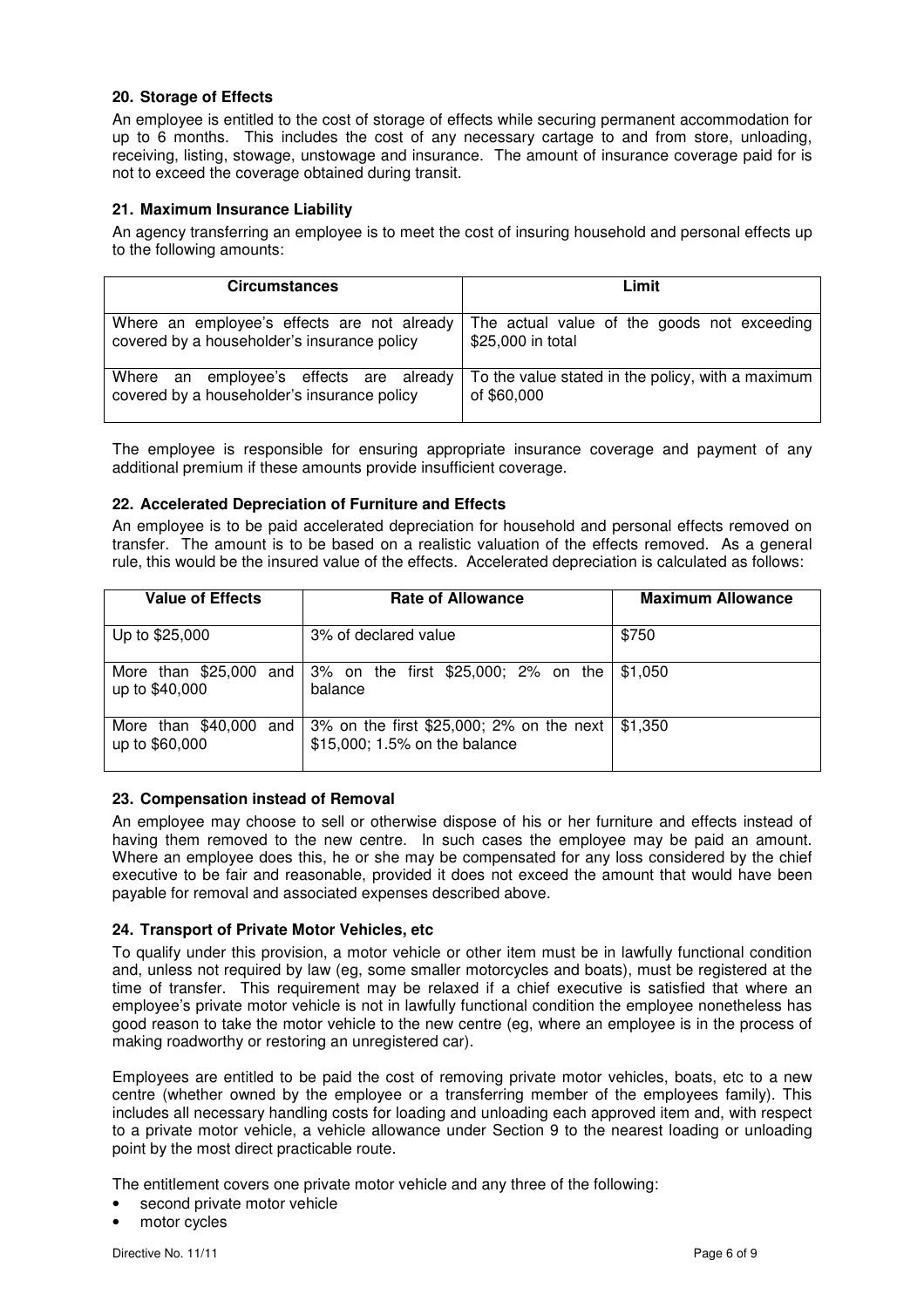## 20. Storage of Effects

An employee is entitled to the cost of storage of effects while securing permanent accommodation for up to 6 months. This includes the cost of any necessary cartage to and from store, unloading, receiving, listing, stowage, unstowage and insurance. The amount of insurance coverage paid for is not to exceed the coverage obtained during transit.

## 21. Maximum Insurance Liability

An agency transferring an employee is to meet the cost of insuring household and personal effects up to the following amounts:

| Circumstances | Limit |
|---|---|
| Where an employee's effects are not already covered by a householder's insurance policy | The actual value of the goods not exceeding $25,000 in total |
| Where an employee's effects are already covered by a householder's insurance policy | To the value stated in the policy, with a maximum of $60,000 |

The employee is responsible for ensuring appropriate insurance coverage and payment of any additional premium if these amounts provide insufficient coverage.

## 22. Accelerated Depreciation of Furniture and Effects

An employee is to be paid accelerated depreciation for household and personal effects removed on transfer. The amount is to be based on a realistic valuation of the effects removed. As a general rule, this would be the insured value of the effects. Accelerated depreciation is calculated as follows:

| Value of Effects | Rate of Allowance | Maximum Allowance |
|---|---|---|
| Up to $25,000 | 3% of declared value | $750 |
| More than $25,000 and up to $40,000 | 3% on the first $25,000; 2% on the balance | $1,050 |
| More than $40,000 and up to $60,000 | 3% on the first $25,000; 2% on the next $15,000; 1.5% on the balance | $1,350 |

## 23. Compensation instead of Removal

An employee may choose to sell or otherwise dispose of his or her furniture and effects instead of having them removed to the new centre. In such cases the employee may be paid an amount. Where an employee does this, he or she may be compensated for any loss considered by the chief executive to be fair and reasonable, provided it does not exceed the amount that would have been payable for removal and associated expenses described above.

## 24. Transport of Private Motor Vehicles, etc

To qualify under this provision, a motor vehicle or other item must be in lawfully functional condition and, unless not required by law (eg, some smaller motorcycles and boats), must be registered at the time of transfer. This requirement may be relaxed if a chief executive is satisfied that where an employee's private motor vehicle is not in lawfully functional condition the employee nonetheless has good reason to take the motor vehicle to the new centre (eg, where an employee is in the process of making roadworthy or restoring an unregistered car).

Employees are entitled to be paid the cost of removing private motor vehicles, boats, etc to a new centre (whether owned by the employee or a transferring member of the employees family). This includes all necessary handling costs for loading and unloading each approved item and, with respect to a private motor vehicle, a vehicle allowance under Section 9 to the nearest loading or unloading point by the most direct practicable route.

The entitlement covers one private motor vehicle and any three of the following:

- second private motor vehicle
- motor cycles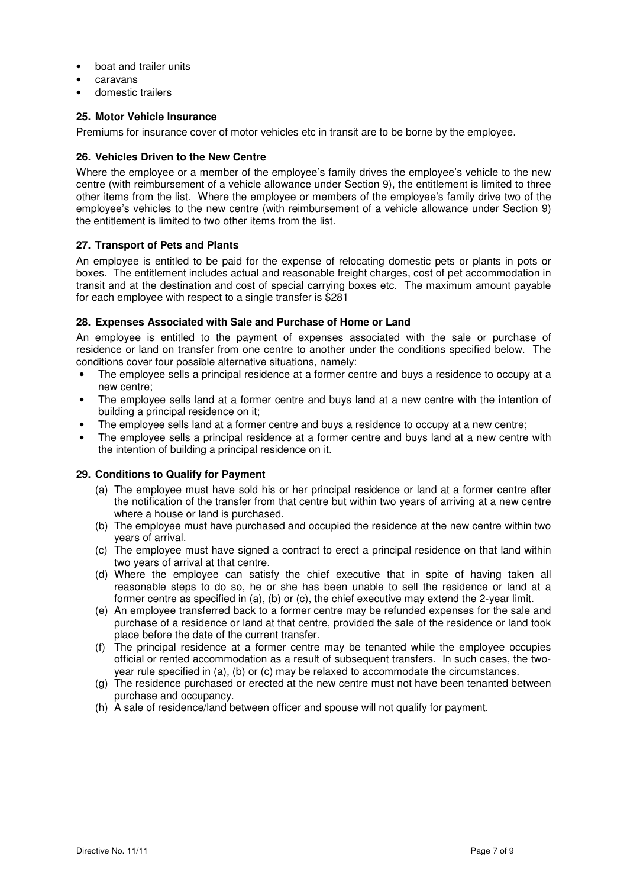- boat and trailer units
- caravans
- domestic trailers

### 25. Motor Vehicle Insurance

Premiums for insurance cover of motor vehicles etc in transit are to be borne by the employee.

### 26. Vehicles Driven to the New Centre

Where the employee or a member of the employee's family drives the employee's vehicle to the new centre (with reimbursement of a vehicle allowance under Section 9), the entitlement is limited to three other items from the list. Where the employee or members of the employee's family drive two of the employee's vehicles to the new centre (with reimbursement of a vehicle allowance under Section 9) the entitlement is limited to two other items from the list.

### 27. Transport of Pets and Plants

An employee is entitled to be paid for the expense of relocating domestic pets or plants in pots or boxes. The entitlement includes actual and reasonable freight charges, cost of pet accommodation in transit and at the destination and cost of special carrying boxes etc. The maximum amount payable for each employee with respect to a single transfer is $281

### 28. Expenses Associated with Sale and Purchase of Home or Land

An employee is entitled to the payment of expenses associated with the sale or purchase of residence or land on transfer from one centre to another under the conditions specified below. The conditions cover four possible alternative situations, namely:

- The employee sells a principal residence at a former centre and buys a residence to occupy at a new centre;
- The employee sells land at a former centre and buys land at a new centre with the intention of building a principal residence on it;
- The employee sells land at a former centre and buys a residence to occupy at a new centre;
- The employee sells a principal residence at a former centre and buys land at a new centre with the intention of building a principal residence on it.

### 29. Conditions to Qualify for Payment

(a) The employee must have sold his or her principal residence or land at a former centre after the notification of the transfer from that centre but within two years of arriving at a new centre where a house or land is purchased.

(b) The employee must have purchased and occupied the residence at the new centre within two years of arrival.

(c) The employee must have signed a contract to erect a principal residence on that land within two years of arrival at that centre.

(d) Where the employee can satisfy the chief executive that in spite of having taken all reasonable steps to do so, he or she has been unable to sell the residence or land at a former centre as specified in (a), (b) or (c), the chief executive may extend the 2-year limit.

(e) An employee transferred back to a former centre may be refunded expenses for the sale and purchase of a residence or land at that centre, provided the sale of the residence or land took place before the date of the current transfer.

(f) The principal residence at a former centre may be tenanted while the employee occupies official or rented accommodation as a result of subsequent transfers. In such cases, the two-year rule specified in (a), (b) or (c) may be relaxed to accommodate the circumstances.

(g) The residence purchased or erected at the new centre must not have been tenanted between purchase and occupancy.

(h) A sale of residence/land between officer and spouse will not qualify for payment.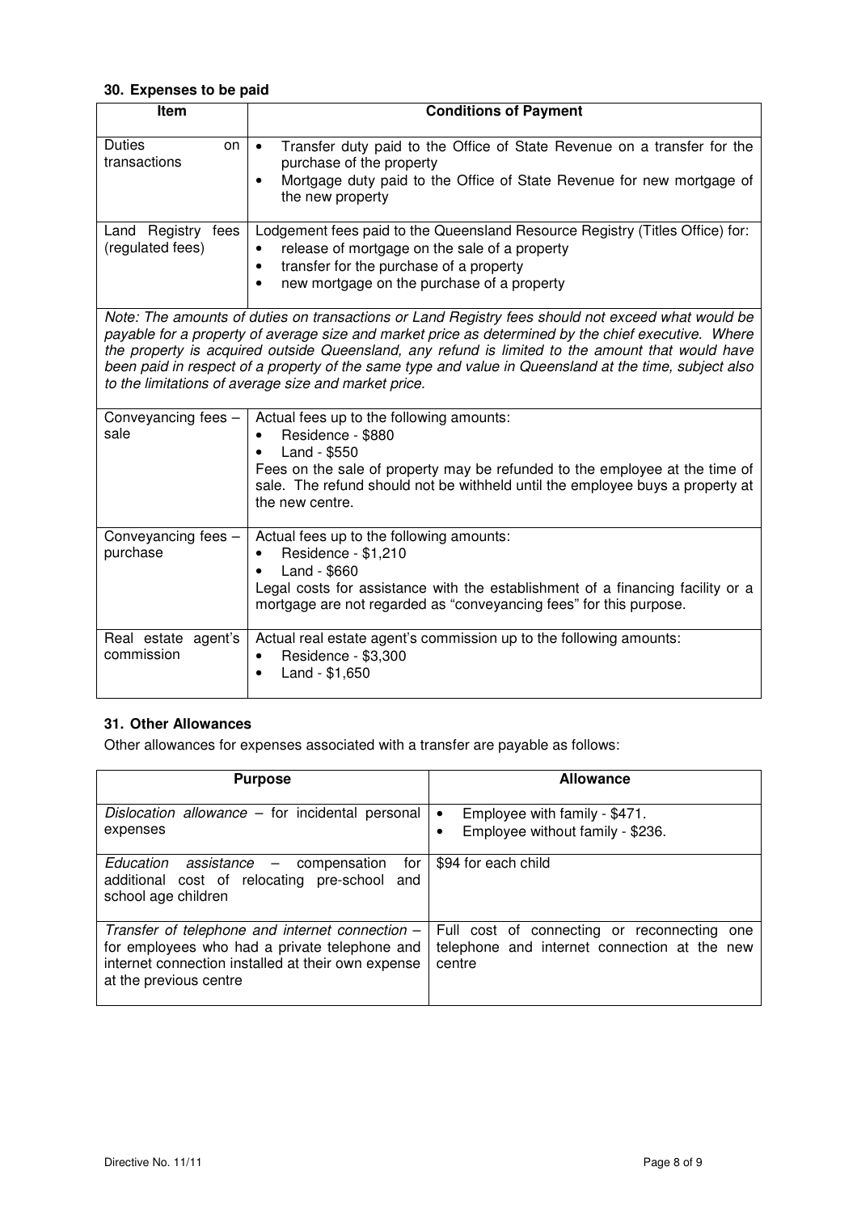### 30. Expenses to be paid

| Item | Conditions of Payment |
|---|---|
| Duties on transactions | • Transfer duty paid to the Office of State Revenue on a transfer for the purchase of the property<br>• Mortgage duty paid to the Office of State Revenue for new mortgage of the new property |
| Land Registry fees (regulated fees) | Lodgement fees paid to the Queensland Resource Registry (Titles Office) for:<br>• release of mortgage on the sale of a property<br>• transfer for the purchase of a property<br>• new mortgage on the purchase of a property |
| *Note: The amounts of duties on transactions or Land Registry fees should not exceed what would be payable for a property of average size and market price as determined by the chief executive. Where the property is acquired outside Queensland, any refund is limited to the amount that would have been paid in respect of a property of the same type and value in Queensland at the time, subject also to the limitations of average size and market price.* | |
| Conveyancing fees – sale | Actual fees up to the following amounts:<br>• Residence - $880<br>• Land - $550<br>Fees on the sale of property may be refunded to the employee at the time of sale. The refund should not be withheld until the employee buys a property at the new centre. |
| Conveyancing fees – purchase | Actual fees up to the following amounts:<br>• Residence - $1,210<br>• Land - $660<br>Legal costs for assistance with the establishment of a financing facility or a mortgage are not regarded as "conveyancing fees" for this purpose. |
| Real estate agent's commission | Actual real estate agent's commission up to the following amounts:<br>• Residence - $3,300<br>• Land - $1,650 |

### 31. Other Allowances

Other allowances for expenses associated with a transfer are payable as follows:

| Purpose | Allowance |
|---|---|
| *Dislocation allowance* – for incidental personal expenses | • Employee with family - $471.<br>• Employee without family - $236. |
| *Education assistance* – compensation for additional cost of relocating pre-school and school age children | $94 for each child |
| *Transfer of telephone and internet connection* – for employees who had a private telephone and internet connection installed at their own expense at the previous centre | Full cost of connecting or reconnecting one telephone and internet connection at the new centre |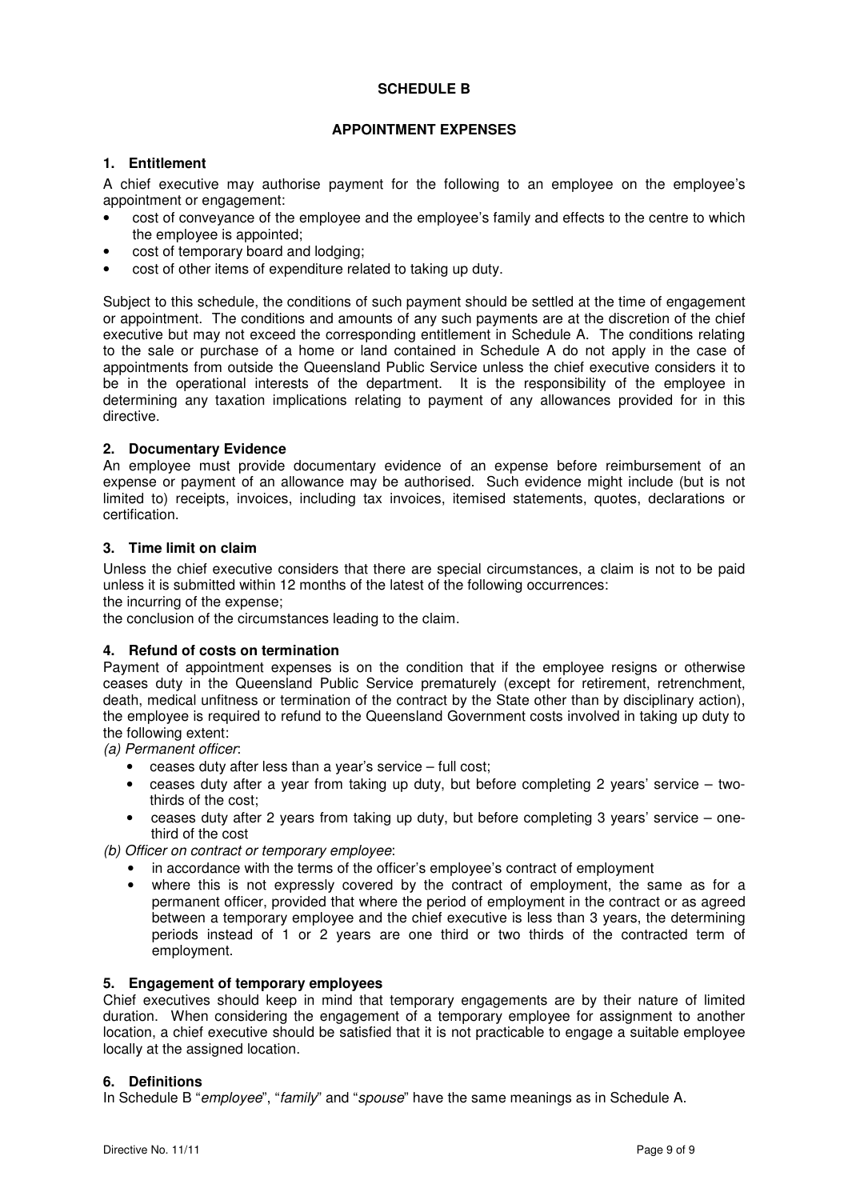# SCHEDULE B

## APPOINTMENT EXPENSES

### 1. Entitlement

A chief executive may authorise payment for the following to an employee on the employee's appointment or engagement:

- cost of conveyance of the employee and the employee's family and effects to the centre to which the employee is appointed;
- cost of temporary board and lodging;
- cost of other items of expenditure related to taking up duty.

Subject to this schedule, the conditions of such payment should be settled at the time of engagement or appointment. The conditions and amounts of any such payments are at the discretion of the chief executive but may not exceed the corresponding entitlement in Schedule A. The conditions relating to the sale or purchase of a home or land contained in Schedule A do not apply in the case of appointments from outside the Queensland Public Service unless the chief executive considers it to be in the operational interests of the department. It is the responsibility of the employee in determining any taxation implications relating to payment of any allowances provided for in this directive.

### 2. Documentary Evidence

An employee must provide documentary evidence of an expense before reimbursement of an expense or payment of an allowance may be authorised. Such evidence might include (but is not limited to) receipts, invoices, including tax invoices, itemised statements, quotes, declarations or certification.

### 3. Time limit on claim

Unless the chief executive considers that there are special circumstances, a claim is not to be paid unless it is submitted within 12 months of the latest of the following occurrences:
the incurring of the expense;
the conclusion of the circumstances leading to the claim.

### 4. Refund of costs on termination

Payment of appointment expenses is on the condition that if the employee resigns or otherwise ceases duty in the Queensland Public Service prematurely (except for retirement, retrenchment, death, medical unfitness or termination of the contract by the State other than by disciplinary action), the employee is required to refund to the Queensland Government costs involved in taking up duty to the following extent:

*(a) Permanent officer*:

- ceases duty after less than a year's service – full cost;
- ceases duty after a year from taking up duty, but before completing 2 years' service – two-thirds of the cost;
- ceases duty after 2 years from taking up duty, but before completing 3 years' service – one-third of the cost

*(b) Officer on contract or temporary employee*:

- in accordance with the terms of the officer's employee's contract of employment
- where this is not expressly covered by the contract of employment, the same as for a permanent officer, provided that where the period of employment in the contract or as agreed between a temporary employee and the chief executive is less than 3 years, the determining periods instead of 1 or 2 years are one third or two thirds of the contracted term of employment.

### 5. Engagement of temporary employees

Chief executives should keep in mind that temporary engagements are by their nature of limited duration. When considering the engagement of a temporary employee for assignment to another location, a chief executive should be satisfied that it is not practicable to engage a suitable employee locally at the assigned location.

### 6. Definitions

In Schedule B "*employee*", "*family*" and "*spouse*" have the same meanings as in Schedule A.